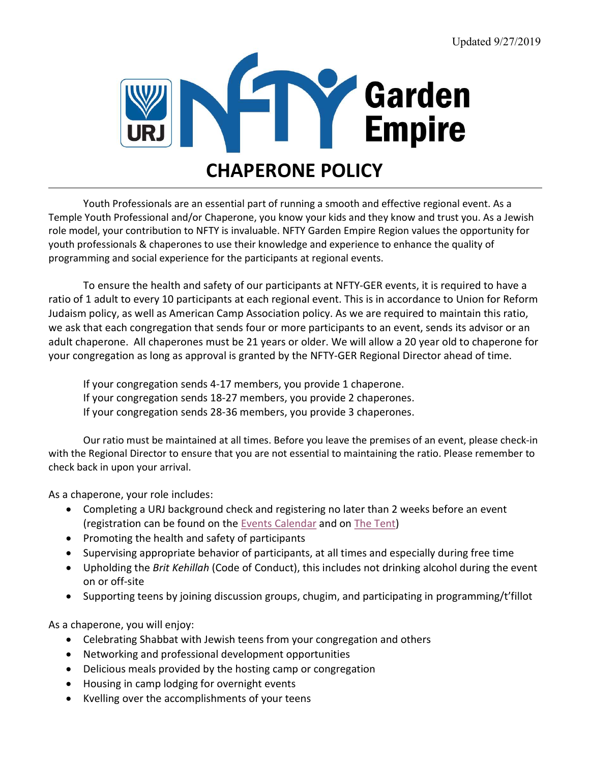Updated 9/27/2019

# NFTY Garden Empire

# CHAPERONE POLICY

Youth Professionals are an essential part of running a smooth and effective regional event. As a Temple Youth Professional and/or Chaperone, you know your kids and they know and trust you. As a Jewish role model, your contribution to NFTY is invaluable. NFTY Garden Empire Region values the opportunity for youth professionals & chaperones to use their knowledge and experience to enhance the quality of programming and social experience for the participants at regional events.

To ensure the health and safety of our participants at NFTY-GER events, it is required to have a ratio of 1 adult to every 10 participants at each regional event. This is in accordance to Union for Reform Judaism policy, as well as American Camp Association policy. As we are required to maintain this ratio, we ask that each congregation that sends four or more participants to an event, sends its advisor or an adult chaperone. All chaperones must be 21 years or older. We will allow a 20 year old to chaperone for your congregation as long as approval is granted by the NFTY-GER Regional Director ahead of time.

If your congregation sends 4-17 members, you provide 1 chaperone.
If your congregation sends 18-27 members, you provide 2 chaperones.
If your congregation sends 28-36 members, you provide 3 chaperones.

Our ratio must be maintained at all times. Before you leave the premises of an event, please check-in with the Regional Director to ensure that you are not essential to maintaining the ratio. Please remember to check back in upon your arrival.

As a chaperone, your role includes:

- Completing a URJ background check and registering no later than 2 weeks before an event (registration can be found on the Events Calendar and on The Tent)
- Promoting the health and safety of participants
- Supervising appropriate behavior of participants, at all times and especially during free time
- Upholding the *Brit Kehillah* (Code of Conduct), this includes not drinking alcohol during the event on or off-site
- Supporting teens by joining discussion groups, chugim, and participating in programming/t'fillot

As a chaperone, you will enjoy:

- Celebrating Shabbat with Jewish teens from your congregation and others
- Networking and professional development opportunities
- Delicious meals provided by the hosting camp or congregation
- Housing in camp lodging for overnight events
- Kvelling over the accomplishments of your teens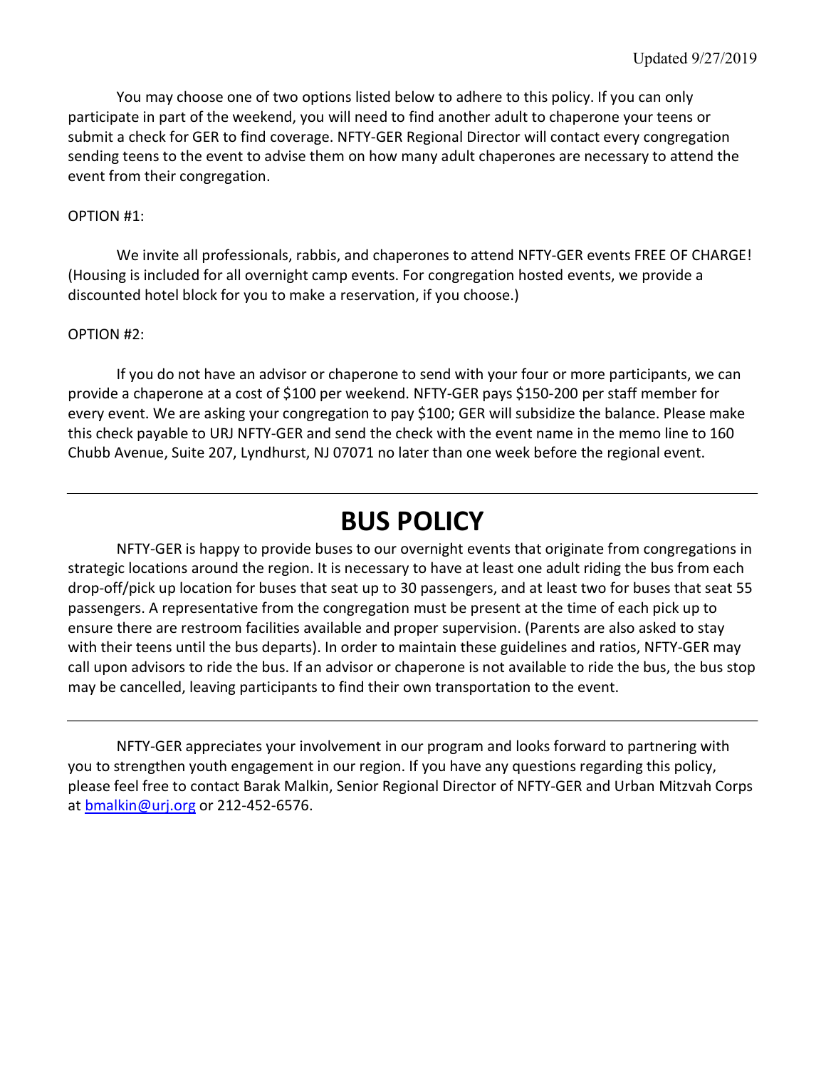Updated 9/27/2019

You may choose one of two options listed below to adhere to this policy. If you can only participate in part of the weekend, you will need to find another adult to chaperone your teens or submit a check for GER to find coverage. NFTY-GER Regional Director will contact every congregation sending teens to the event to advise them on how many adult chaperones are necessary to attend the event from their congregation.

OPTION #1:

We invite all professionals, rabbis, and chaperones to attend NFTY-GER events FREE OF CHARGE! (Housing is included for all overnight camp events. For congregation hosted events, we provide a discounted hotel block for you to make a reservation, if you choose.)

OPTION #2:

If you do not have an advisor or chaperone to send with your four or more participants, we can provide a chaperone at a cost of $100 per weekend. NFTY-GER pays $150-200 per staff member for every event. We are asking your congregation to pay $100; GER will subsidize the balance. Please make this check payable to URJ NFTY-GER and send the check with the event name in the memo line to 160 Chubb Avenue, Suite 207, Lyndhurst, NJ 07071 no later than one week before the regional event.

---

# BUS POLICY

NFTY-GER is happy to provide buses to our overnight events that originate from congregations in strategic locations around the region. It is necessary to have at least one adult riding the bus from each drop-off/pick up location for buses that seat up to 30 passengers, and at least two for buses that seat 55 passengers. A representative from the congregation must be present at the time of each pick up to ensure there are restroom facilities available and proper supervision. (Parents are also asked to stay with their teens until the bus departs). In order to maintain these guidelines and ratios, NFTY-GER may call upon advisors to ride the bus. If an advisor or chaperone is not available to ride the bus, the bus stop may be cancelled, leaving participants to find their own transportation to the event.

---

NFTY-GER appreciates your involvement in our program and looks forward to partnering with you to strengthen youth engagement in our region. If you have any questions regarding this policy, please feel free to contact Barak Malkin, Senior Regional Director of NFTY-GER and Urban Mitzvah Corps at [bmalkin@urj.org](mailto:bmalkin@urj.org) or 212-452-6576.